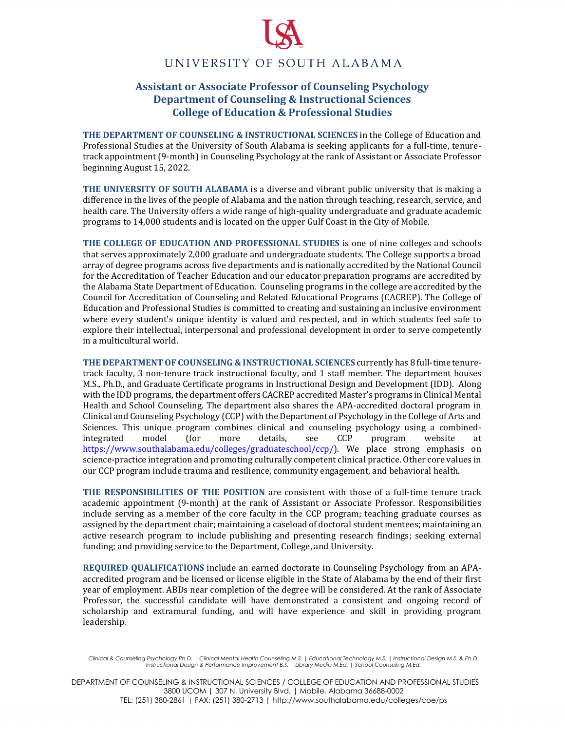UNIVERSITY OF SOUTH ALABAMA

# Assistant or Associate Professor of Counseling Psychology
## Department of Counseling & Instructional Sciences
## College of Education & Professional Studies

**THE DEPARTMENT OF COUNSELING & INSTRUCTIONAL SCIENCES** in the College of Education and Professional Studies at the University of South Alabama is seeking applicants for a full-time, tenure-track appointment (9-month) in Counseling Psychology at the rank of Assistant or Associate Professor beginning August 15, 2022.

**THE UNIVERSITY OF SOUTH ALABAMA** is a diverse and vibrant public university that is making a difference in the lives of the people of Alabama and the nation through teaching, research, service, and health care. The University offers a wide range of high-quality undergraduate and graduate academic programs to 14,000 students and is located on the upper Gulf Coast in the City of Mobile.

**THE COLLEGE OF EDUCATION AND PROFESSIONAL STUDIES** is one of nine colleges and schools that serves approximately 2,000 graduate and undergraduate students. The College supports a broad array of degree programs across five departments and is nationally accredited by the National Council for the Accreditation of Teacher Education and our educator preparation programs are accredited by the Alabama State Department of Education. Counseling programs in the college are accredited by the Council for Accreditation of Counseling and Related Educational Programs (CACREP). The College of Education and Professional Studies is committed to creating and sustaining an inclusive environment where every student's unique identity is valued and respected, and in which students feel safe to explore their intellectual, interpersonal and professional development in order to serve competently in a multicultural world.

**THE DEPARTMENT OF COUNSELING & INSTRUCTIONAL SCIENCES** currently has 8 full-time tenure-track faculty, 3 non-tenure track instructional faculty, and 1 staff member. The department houses M.S., Ph.D., and Graduate Certificate programs in Instructional Design and Development (IDD). Along with the IDD programs, the department offers CACREP accredited Master's programs in Clinical Mental Health and School Counseling. The department also shares the APA-accredited doctoral program in Clinical and Counseling Psychology (CCP) with the Department of Psychology in the College of Arts and Sciences. This unique program combines clinical and counseling psychology using a combined-integrated model (for more details, see CCP program website at https://www.southalabama.edu/colleges/graduateschool/ccp/). We place strong emphasis on science-practice integration and promoting culturally competent clinical practice. Other core values in our CCP program include trauma and resilience, community engagement, and behavioral health.

**THE RESPONSIBILITIES OF THE POSITION** are consistent with those of a full-time tenure track academic appointment (9-month) at the rank of Assistant or Associate Professor. Responsibilities include serving as a member of the core faculty in the CCP program; teaching graduate courses as assigned by the department chair; maintaining a caseload of doctoral student mentees; maintaining an active research program to include publishing and presenting research findings; seeking external funding; and providing service to the Department, College, and University.

**REQUIRED QUALIFICATIONS** include an earned doctorate in Counseling Psychology from an APA-accredited program and be licensed or license eligible in the State of Alabama by the end of their first year of employment. ABDs near completion of the degree will be considered. At the rank of Associate Professor, the successful candidate will have demonstrated a consistent and ongoing record of scholarship and extramural funding, and will have experience and skill in providing program leadership.

*Clinical & Counseling Psychology Ph.D. | Clinical Mental Health Counseling M.S. | Educational Technology M.S. | Instructional Design M.S. & Ph.D. Instructional Design & Performance Improvement B.S. | Library Media M.Ed. | School Counseling M.Ed.*

DEPARTMENT OF COUNSELING & INSTRUCTIONAL SCIENCES / COLLEGE OF EDUCATION AND PROFESSIONAL STUDIES
3800 UCOM | 307 N. University Blvd. | Mobile, Alabama 36688-0002
TEL: (251) 380-2861 | FAX: (251) 380-2713 | http://www.southalabama.edu/colleges/coe/ps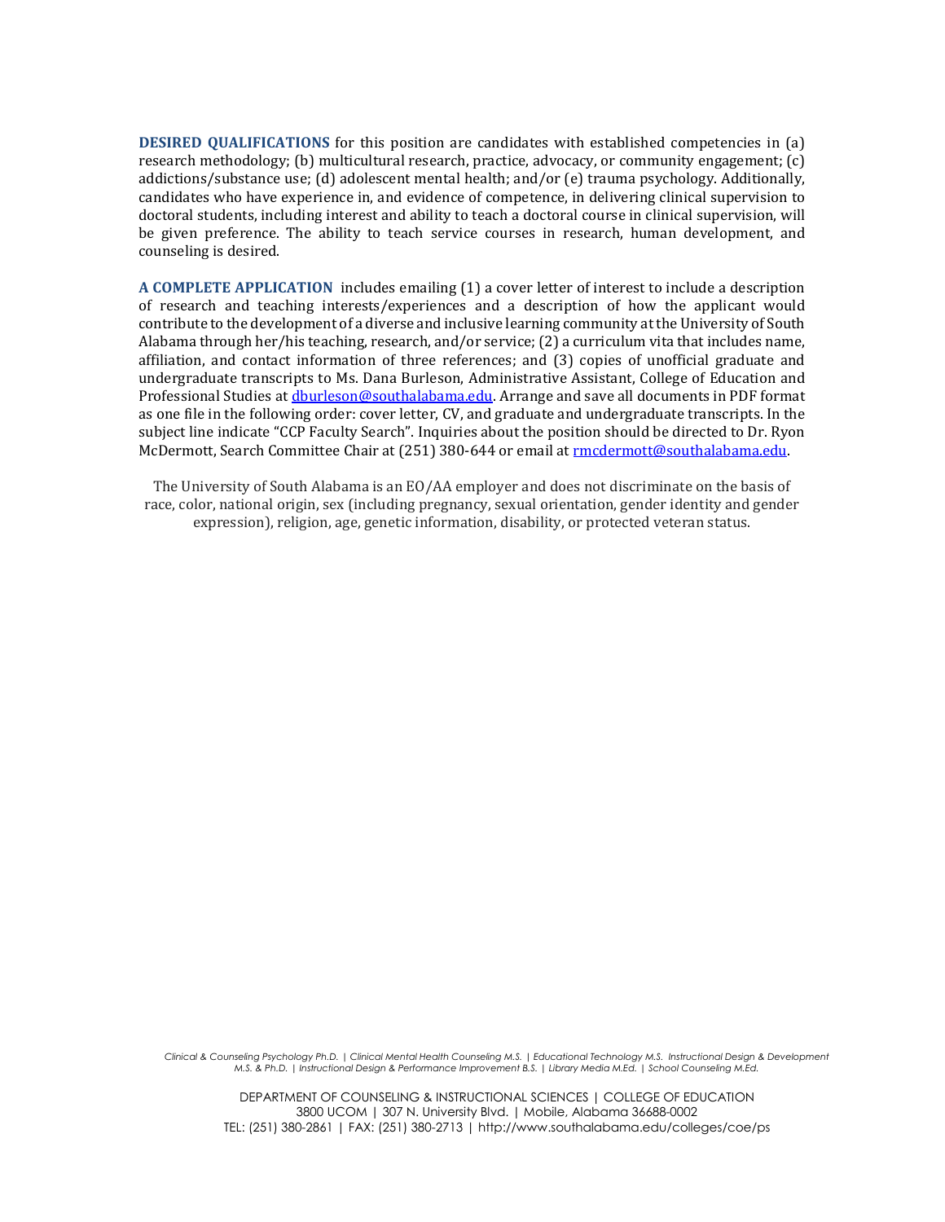**DESIRED QUALIFICATIONS** for this position are candidates with established competencies in (a) research methodology; (b) multicultural research, practice, advocacy, or community engagement; (c) addictions/substance use; (d) adolescent mental health; and/or (e) trauma psychology. Additionally, candidates who have experience in, and evidence of competence, in delivering clinical supervision to doctoral students, including interest and ability to teach a doctoral course in clinical supervision, will be given preference. The ability to teach service courses in research, human development, and counseling is desired.

**A COMPLETE APPLICATION** includes emailing (1) a cover letter of interest to include a description of research and teaching interests/experiences and a description of how the applicant would contribute to the development of a diverse and inclusive learning community at the University of South Alabama through her/his teaching, research, and/or service; (2) a curriculum vita that includes name, affiliation, and contact information of three references; and (3) copies of unofficial graduate and undergraduate transcripts to Ms. Dana Burleson, Administrative Assistant, College of Education and Professional Studies at dburleson@southalabama.edu. Arrange and save all documents in PDF format as one file in the following order: cover letter, CV, and graduate and undergraduate transcripts. In the subject line indicate "CCP Faculty Search". Inquiries about the position should be directed to Dr. Ryon McDermott, Search Committee Chair at (251) 380-644 or email at rmcdermott@southalabama.edu.

The University of South Alabama is an EO/AA employer and does not discriminate on the basis of race, color, national origin, sex (including pregnancy, sexual orientation, gender identity and gender expression), religion, age, genetic information, disability, or protected veteran status.

*Clinical & Counseling Psychology Ph.D. | Clinical Mental Health Counseling M.S. | Educational Technology M.S. Instructional Design & Development M.S. & Ph.D. | Instructional Design & Performance Improvement B.S. | Library Media M.Ed. | School Counseling M.Ed.*

DEPARTMENT OF COUNSELING & INSTRUCTIONAL SCIENCES | COLLEGE OF EDUCATION
3800 UCOM | 307 N. University Blvd. | Mobile, Alabama 36688-0002
TEL: (251) 380-2861 | FAX: (251) 380-2713 | http://www.southalabama.edu/colleges/coe/ps